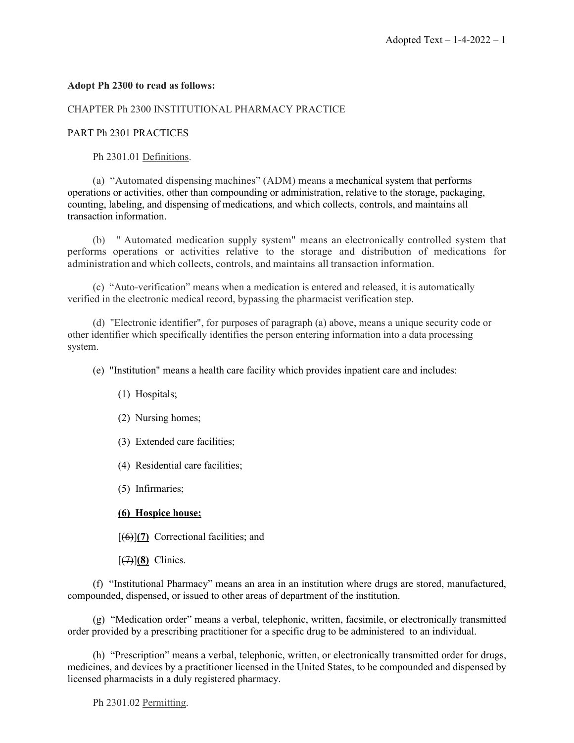**Adopt Ph 2300 to read as follows:**

CHAPTER Ph 2300 INSTITUTIONAL PHARMACY PRACTICE

PART Ph 2301 PRACTICES

Ph 2301.01 Definitions.

(a) "Automated dispensing machines" (ADM) means a mechanical system that performs operations or activities, other than compounding or administration, relative to the storage, packaging, counting, labeling, and dispensing of medications, and which collects, controls, and maintains all transaction information.

(b) " Automated medication supply system" means an electronically controlled system that performs operations or activities relative to the storage and distribution of medications for administration and which collects, controls, and maintains all transaction information.

(c) "Auto-verification" means when a medication is entered and released, it is automatically verified in the electronic medical record, bypassing the pharmacist verification step.

(d) "Electronic identifier", for purposes of paragraph (a) above, means a unique security code or other identifier which specifically identifies the person entering information into a data processing system.

(e) "Institution" means a health care facility which provides inpatient care and includes:

(1) Hospitals;

(2) Nursing homes;

(3) Extended care facilities;

(4) Residential care facilities;

(5) Infirmaries;

**(6) Hospice house;**

[~~(6)~~]**(7)** Correctional facilities; and

[~~(7)~~]**(8)** Clinics.

(f) "Institutional Pharmacy" means an area in an institution where drugs are stored, manufactured, compounded, dispensed, or issued to other areas of department of the institution.

(g) "Medication order" means a verbal, telephonic, written, facsimile, or electronically transmitted order provided by a prescribing practitioner for a specific drug to be administered to an individual.

(h) "Prescription" means a verbal, telephonic, written, or electronically transmitted order for drugs, medicines, and devices by a practitioner licensed in the United States, to be compounded and dispensed by licensed pharmacists in a duly registered pharmacy.

Ph 2301.02 Permitting.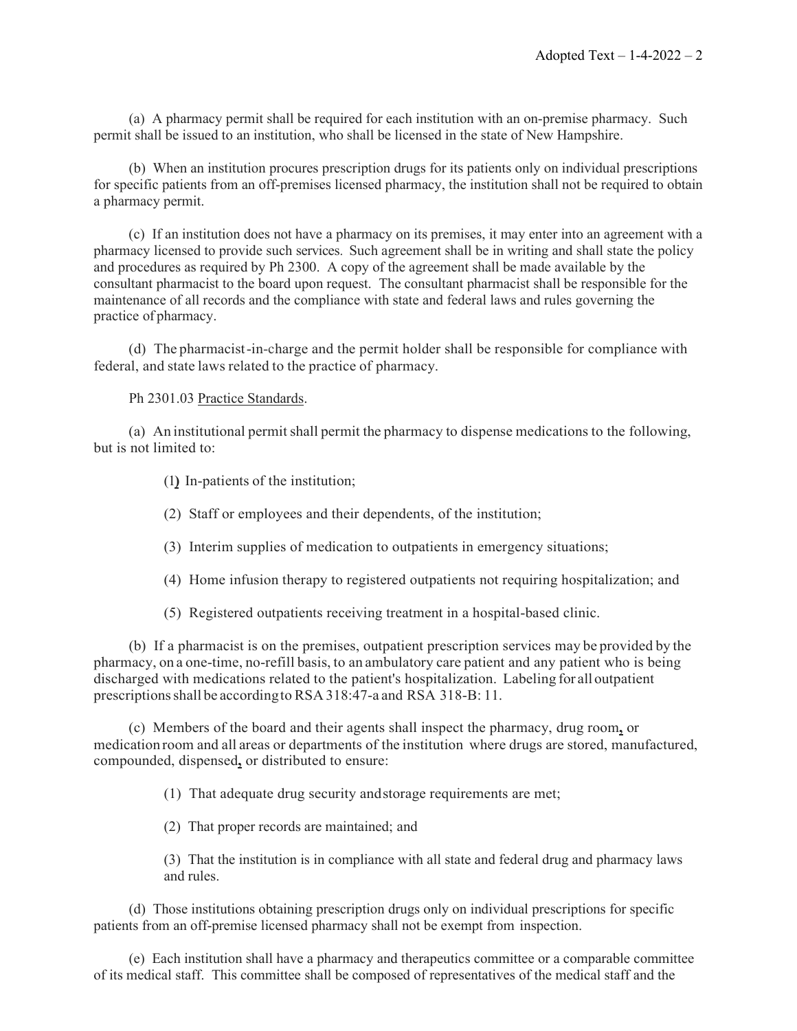(a) A pharmacy permit shall be required for each institution with an on-premise pharmacy. Such permit shall be issued to an institution, who shall be licensed in the state of New Hampshire.

(b) When an institution procures prescription drugs for its patients only on individual prescriptions for specific patients from an off-premises licensed pharmacy, the institution shall not be required to obtain a pharmacy permit.

(c) If an institution does not have a pharmacy on its premises, it may enter into an agreement with a pharmacy licensed to provide such services. Such agreement shall be in writing and shall state the policy and procedures as required by Ph 2300. A copy of the agreement shall be made available by the consultant pharmacist to the board upon request. The consultant pharmacist shall be responsible for the maintenance of all records and the compliance with state and federal laws and rules governing the practice of pharmacy.

(d) The pharmacist-in-charge and the permit holder shall be responsible for compliance with federal, and state laws related to the practice of pharmacy.

Ph 2301.03 Practice Standards.

(a) An institutional permit shall permit the pharmacy to dispense medications to the following, but is not limited to:

(1) In-patients of the institution;

(2) Staff or employees and their dependents, of the institution;

(3) Interim supplies of medication to outpatients in emergency situations;

(4) Home infusion therapy to registered outpatients not requiring hospitalization; and

(5) Registered outpatients receiving treatment in a hospital-based clinic.

(b) If a pharmacist is on the premises, outpatient prescription services may be provided by the pharmacy, on a one-time, no-refill basis, to an ambulatory care patient and any patient who is being discharged with medications related to the patient's hospitalization. Labeling for all outpatient prescriptions shall be according to RSA 318:47-a and RSA 318-B: 11.

(c) Members of the board and their agents shall inspect the pharmacy, drug room**,** or medication room and all areas or departments of the institution where drugs are stored, manufactured, compounded, dispensed**,** or distributed to ensure:

(1) That adequate drug security and storage requirements are met;

(2) That proper records are maintained; and

(3) That the institution is in compliance with all state and federal drug and pharmacy laws and rules.

(d) Those institutions obtaining prescription drugs only on individual prescriptions for specific patients from an off-premise licensed pharmacy shall not be exempt from inspection.

(e) Each institution shall have a pharmacy and therapeutics committee or a comparable committee of its medical staff. This committee shall be composed of representatives of the medical staff and the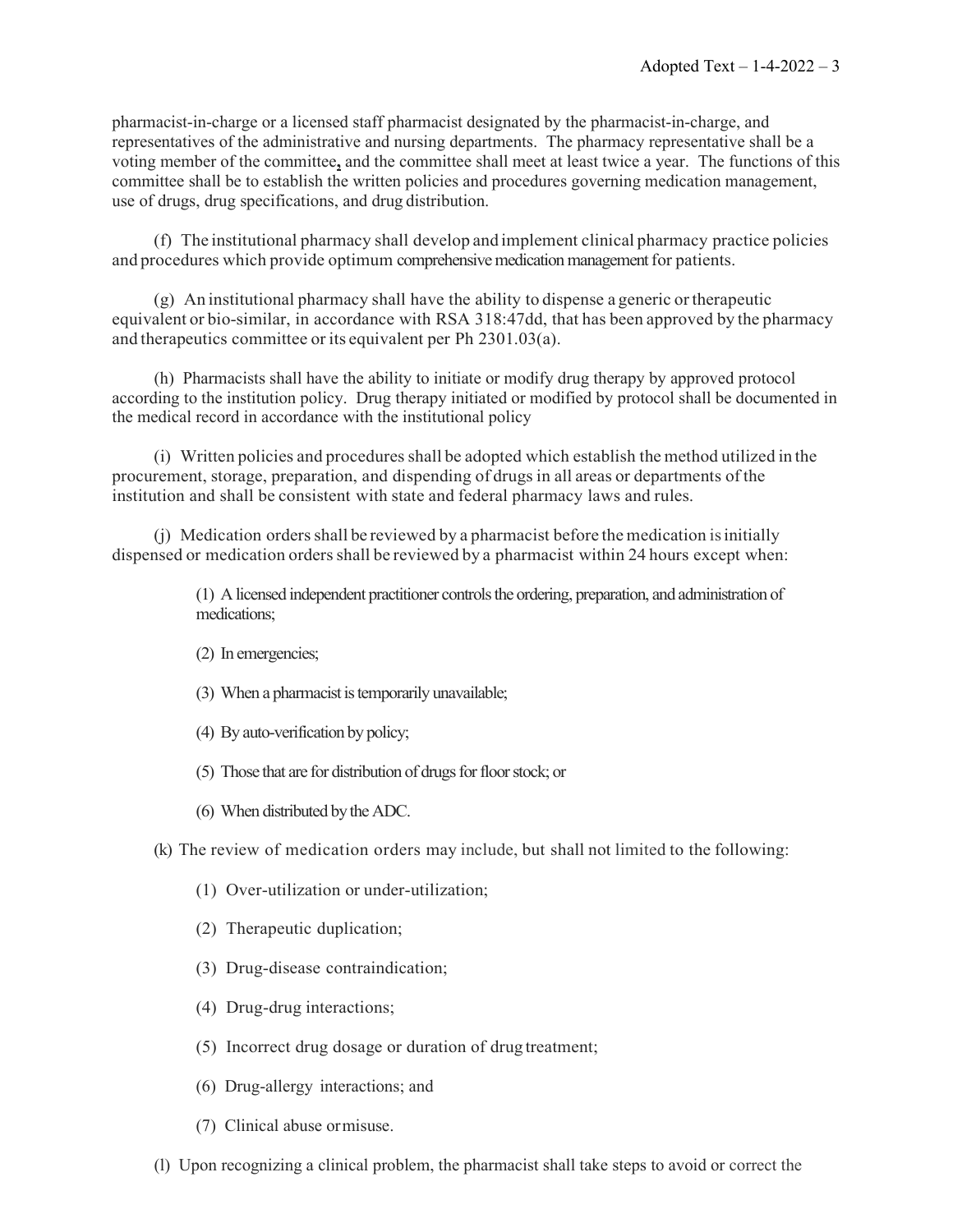pharmacist-in-charge or a licensed staff pharmacist designated by the pharmacist-in-charge, and representatives of the administrative and nursing departments. The pharmacy representative shall be a voting member of the committee, and the committee shall meet at least twice a year. The functions of this committee shall be to establish the written policies and procedures governing medication management, use of drugs, drug specifications, and drug distribution.

(f) The institutional pharmacy shall develop and implement clinical pharmacy practice policies and procedures which provide optimum comprehensive medication management for patients.

(g) An institutional pharmacy shall have the ability to dispense a generic or therapeutic equivalent or bio-similar, in accordance with RSA 318:47dd, that has been approved by the pharmacy and therapeutics committee or its equivalent per Ph 2301.03(a).

(h) Pharmacists shall have the ability to initiate or modify drug therapy by approved protocol according to the institution policy. Drug therapy initiated or modified by protocol shall be documented in the medical record in accordance with the institutional policy

(i) Written policies and procedures shall be adopted which establish the method utilized in the procurement, storage, preparation, and dispending of drugs in all areas or departments of the institution and shall be consistent with state and federal pharmacy laws and rules.

(j) Medication orders shall be reviewed by a pharmacist before the medication is initially dispensed or medication orders shall be reviewed by a pharmacist within 24 hours except when:

> (1) A licensed independent practitioner controls the ordering, preparation, and administration of medications;
>
> (2) In emergencies;
>
> (3) When a pharmacist is temporarily unavailable;
>
> (4) By auto-verification by policy;
>
> (5) Those that are for distribution of drugs for floor stock; or
>
> (6) When distributed by the ADC.

(k) The review of medication orders may include, but shall not limited to the following:

> (1) Over-utilization or under-utilization;
>
> (2) Therapeutic duplication;
>
> (3) Drug-disease contraindication;
>
> (4) Drug-drug interactions;
>
> (5) Incorrect drug dosage or duration of drug treatment;
>
> (6) Drug-allergy interactions; and
>
> (7) Clinical abuse or misuse.

(l) Upon recognizing a clinical problem, the pharmacist shall take steps to avoid or correct the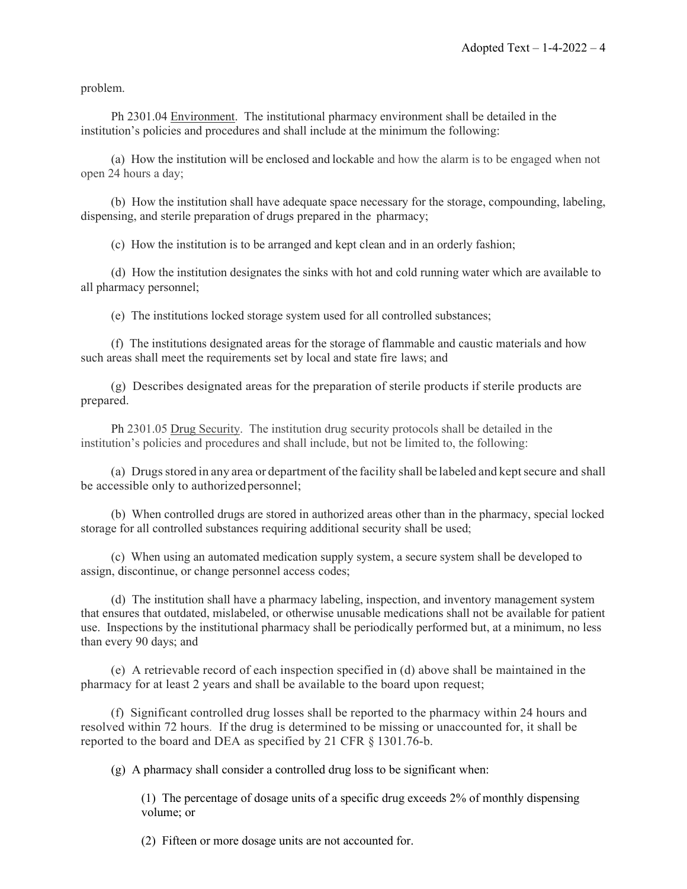problem.

Ph 2301.04 Environment. The institutional pharmacy environment shall be detailed in the institution's policies and procedures and shall include at the minimum the following:

(a) How the institution will be enclosed and lockable and how the alarm is to be engaged when not open 24 hours a day;

(b) How the institution shall have adequate space necessary for the storage, compounding, labeling, dispensing, and sterile preparation of drugs prepared in the pharmacy;

(c) How the institution is to be arranged and kept clean and in an orderly fashion;

(d) How the institution designates the sinks with hot and cold running water which are available to all pharmacy personnel;

(e) The institutions locked storage system used for all controlled substances;

(f) The institutions designated areas for the storage of flammable and caustic materials and how such areas shall meet the requirements set by local and state fire laws; and

(g) Describes designated areas for the preparation of sterile products if sterile products are prepared.

Ph 2301.05 Drug Security. The institution drug security protocols shall be detailed in the institution's policies and procedures and shall include, but not be limited to, the following:

(a) Drugs stored in any area or department of the facility shall be labeled and kept secure and shall be accessible only to authorized personnel;

(b) When controlled drugs are stored in authorized areas other than in the pharmacy, special locked storage for all controlled substances requiring additional security shall be used;

(c) When using an automated medication supply system, a secure system shall be developed to assign, discontinue, or change personnel access codes;

(d) The institution shall have a pharmacy labeling, inspection, and inventory management system that ensures that outdated, mislabeled, or otherwise unusable medications shall not be available for patient use. Inspections by the institutional pharmacy shall be periodically performed but, at a minimum, no less than every 90 days; and

(e) A retrievable record of each inspection specified in (d) above shall be maintained in the pharmacy for at least 2 years and shall be available to the board upon request;

(f) Significant controlled drug losses shall be reported to the pharmacy within 24 hours and resolved within 72 hours. If the drug is determined to be missing or unaccounted for, it shall be reported to the board and DEA as specified by 21 CFR § 1301.76-b.

(g) A pharmacy shall consider a controlled drug loss to be significant when:

(1) The percentage of dosage units of a specific drug exceeds 2% of monthly dispensing volume; or

(2) Fifteen or more dosage units are not accounted for.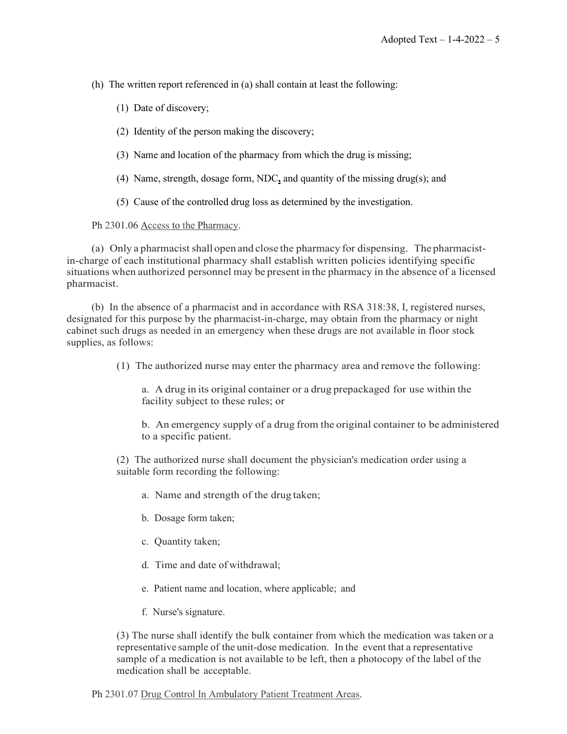(h) The written report referenced in (a) shall contain at least the following:

(1) Date of discovery;

(2) Identity of the person making the discovery;

(3) Name and location of the pharmacy from which the drug is missing;

(4) Name, strength, dosage form, NDC, and quantity of the missing drug(s); and

(5) Cause of the controlled drug loss as determined by the investigation.

Ph 2301.06 Access to the Pharmacy.

(a) Only a pharmacist shall open and close the pharmacy for dispensing. The pharmacist-in-charge of each institutional pharmacy shall establish written policies identifying specific situations when authorized personnel may be present in the pharmacy in the absence of a licensed pharmacist.

(b) In the absence of a pharmacist and in accordance with RSA 318:38, I, registered nurses, designated for this purpose by the pharmacist-in-charge, may obtain from the pharmacy or night cabinet such drugs as needed in an emergency when these drugs are not available in floor stock supplies, as follows:

(1) The authorized nurse may enter the pharmacy area and remove the following:

a. A drug in its original container or a drug prepackaged for use within the facility subject to these rules; or

b. An emergency supply of a drug from the original container to be administered to a specific patient.

(2) The authorized nurse shall document the physician's medication order using a suitable form recording the following:

a. Name and strength of the drug taken;

b. Dosage form taken;

c. Quantity taken;

d. Time and date of withdrawal;

e. Patient name and location, where applicable; and

f. Nurse's signature.

(3) The nurse shall identify the bulk container from which the medication was taken or a representative sample of the unit-dose medication. In the event that a representative sample of a medication is not available to be left, then a photocopy of the label of the medication shall be acceptable.

Ph 2301.07 Drug Control In Ambulatory Patient Treatment Areas.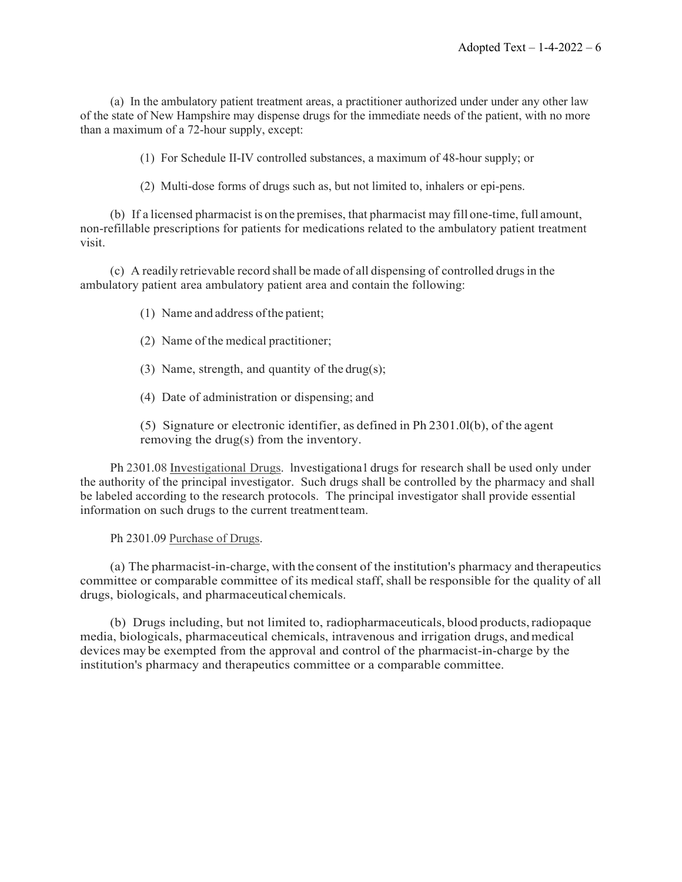(a) In the ambulatory patient treatment areas, a practitioner authorized under under any other law of the state of New Hampshire may dispense drugs for the immediate needs of the patient, with no more than a maximum of a 72-hour supply, except:

(1) For Schedule II-IV controlled substances, a maximum of 48-hour supply; or

(2) Multi-dose forms of drugs such as, but not limited to, inhalers or epi-pens.

(b) If a licensed pharmacist is on the premises, that pharmacist may fill one-time, full amount, non-refillable prescriptions for patients for medications related to the ambulatory patient treatment visit.

(c) A readily retrievable record shall be made of all dispensing of controlled drugs in the ambulatory patient area ambulatory patient area and contain the following:

(1) Name and address of the patient;

(2) Name of the medical practitioner;

(3) Name, strength, and quantity of the drug(s);

(4) Date of administration or dispensing; and

(5) Signature or electronic identifier, as defined in Ph 2301.0l(b), of the agent removing the drug(s) from the inventory.

Ph 2301.08 Investigational Drugs. lnvestigationa1 drugs for research shall be used only under the authority of the principal investigator. Such drugs shall be controlled by the pharmacy and shall be labeled according to the research protocols. The principal investigator shall provide essential information on such drugs to the current treatment team.

Ph 2301.09 Purchase of Drugs.

(a) The pharmacist-in-charge, with the consent of the institution's pharmacy and therapeutics committee or comparable committee of its medical staff, shall be responsible for the quality of all drugs, biologicals, and pharmaceutical chemicals.

(b) Drugs including, but not limited to, radiopharmaceuticals, blood products, radiopaque media, biologicals, pharmaceutical chemicals, intravenous and irrigation drugs, and medical devices may be exempted from the approval and control of the pharmacist-in-charge by the institution's pharmacy and therapeutics committee or a comparable committee.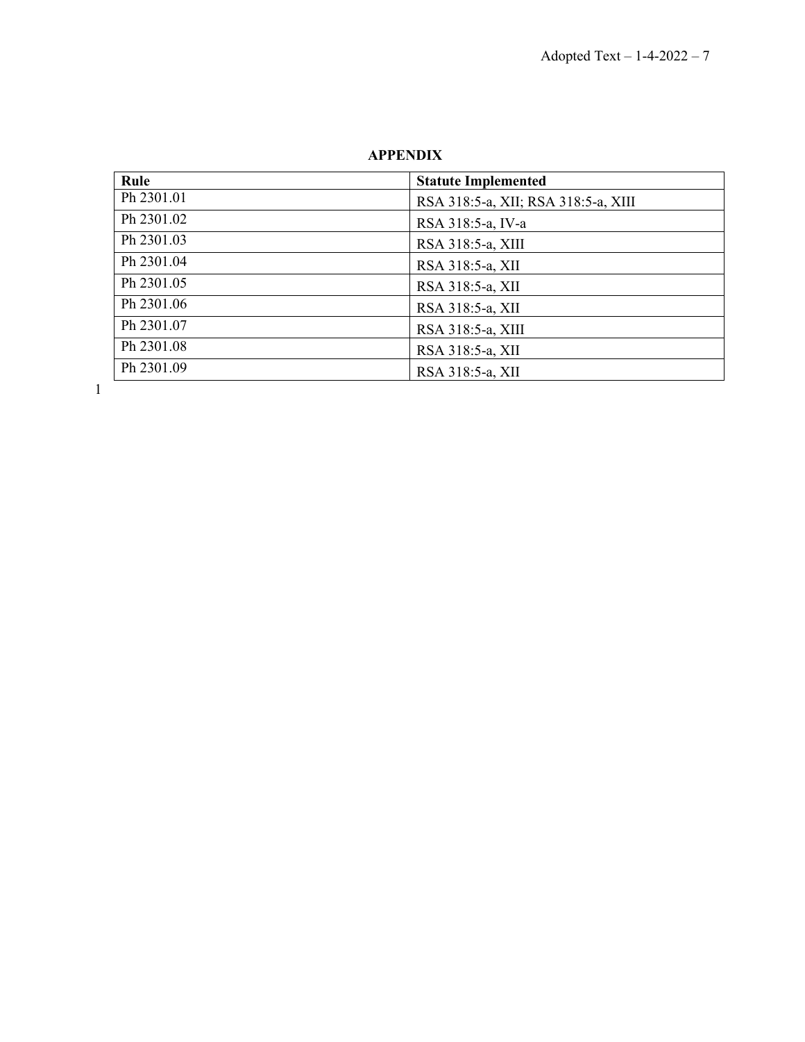## APPENDIX

| Rule | Statute Implemented |
|---|---|
| Ph 2301.01 | RSA 318:5-a, XII; RSA 318:5-a, XIII |
| Ph 2301.02 | RSA 318:5-a, IV-a |
| Ph 2301.03 | RSA 318:5-a, XIII |
| Ph 2301.04 | RSA 318:5-a, XII |
| Ph 2301.05 | RSA 318:5-a, XII |
| Ph 2301.06 | RSA 318:5-a, XII |
| Ph 2301.07 | RSA 318:5-a, XIII |
| Ph 2301.08 | RSA 318:5-a, XII |
| Ph 2301.09 | RSA 318:5-a, XII |